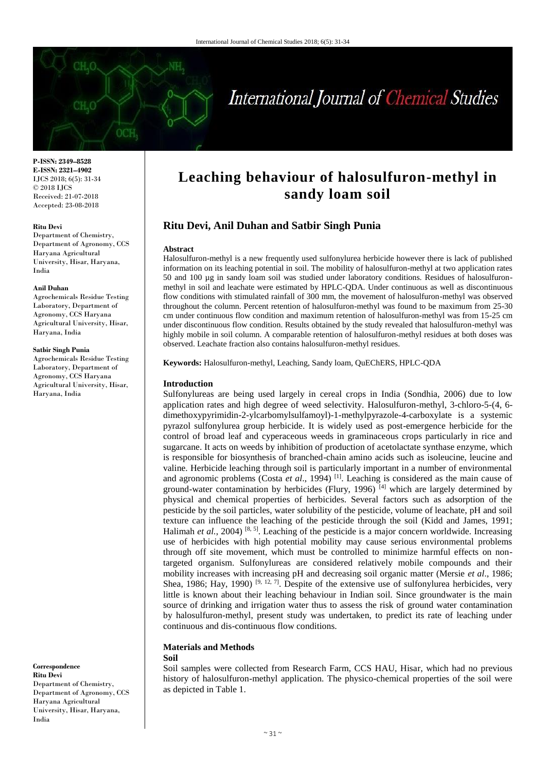# Leaching behaviour of halosulfuron-methyl in sandy loam soil

**Ritu Devi, Anil Duhan and Satbir Singh Punia**

P-ISSN: 2349–8528
E-ISSN: 2321–4902
IJCS 2018; 6(5): 31-34
© 2018 IJCS
Received: 21-07-2018
Accepted: 23-08-2018

**Ritu Devi**
Department of Chemistry, Department of Agronomy, CCS Haryana Agricultural University, Hisar, Haryana, India

**Anil Duhan**
Agrochemicals Residue Testing Laboratory, Department of Agronomy, CCS Haryana Agricultural University, Hisar, Haryana, India

**Satbir Singh Punia**
Agrochemicals Residue Testing Laboratory, Department of Agronomy, CCS Haryana Agricultural University, Hisar, Haryana, India

**Correspondence**
**Ritu Devi**
Department of Chemistry, Department of Agronomy, CCS Haryana Agricultural University, Hisar, Haryana, India

### Abstract

Halosulfuron-methyl is a new frequently used sulfonylurea herbicide however there is lack of published information on its leaching potential in soil. The mobility of halosulfuron-methyl at two application rates 50 and 100 µg in sandy loam soil was studied under laboratory conditions. Residues of halosulfuron-methyl in soil and leachate were estimated by HPLC-QDA. Under continuous as well as discontinuous flow conditions with stimulated rainfall of 300 mm, the movement of halosulfuron-methyl was observed throughout the column. Percent retention of halosulfuron-methyl was found to be maximum from 25-30 cm under continuous flow condition and maximum retention of halosulfuron-methyl was from 15-25 cm under discontinuous flow condition. Results obtained by the study revealed that halosulfuron-methyl was highly mobile in soil column. A comparable retention of halosulfuron-methyl residues at both doses was observed. Leachate fraction also contains halosulfuron-methyl residues.

**Keywords:** Halosulfuron-methyl, Leaching, Sandy loam, QuEChERS, HPLC-QDA

### Introduction

Sulfonylureas are being used largely in cereal crops in India (Sondhia, 2006) due to low application rates and high degree of weed selectivity. Halosulfuron-methyl, 3-chloro-5-(4, 6-dimethoxypyrimidin-2-ylcarbomylsulfamoyl)-1-methylpyrazole-4-carboxylate is a systemic pyrazol sulfonylurea group herbicide. It is widely used as post-emergence herbicide for the control of broad leaf and cyperaceous weeds in graminaceous crops particularly in rice and sugarcane. It acts on weeds by inhibition of production of acetolactate synthase enzyme, which is responsible for biosynthesis of branched-chain amino acids such as isoleucine, leucine and valine. Herbicide leaching through soil is particularly important in a number of environmental and agronomic problems (Costa *et al*., 1994) [1]. Leaching is considered as the main cause of ground-water contamination by herbicides (Flury, 1996) [4] which are largely determined by physical and chemical properties of herbicides. Several factors such as adsorption of the pesticide by the soil particles, water solubility of the pesticide, volume of leachate, pH and soil texture can influence the leaching of the pesticide through the soil (Kidd and James, 1991; Halimah *et al.*, 2004) [8, 5]. Leaching of the pesticide is a major concern worldwide. Increasing use of herbicides with high potential mobility may cause serious environmental problems through off site movement, which must be controlled to minimize harmful effects on non-targeted organism. Sulfonylureas are considered relatively mobile compounds and their mobility increases with increasing pH and decreasing soil organic matter (Mersie *et al*., 1986; Shea, 1986; Hay, 1990) [9, 12, 7]. Despite of the extensive use of sulfonylurea herbicides, very little is known about their leaching behaviour in Indian soil. Since groundwater is the main source of drinking and irrigation water thus to assess the risk of ground water contamination by halosulfuron-methyl, present study was undertaken, to predict its rate of leaching under continuous and dis-continuous flow conditions.

### Materials and Methods

**Soil**

Soil samples were collected from Research Farm, CCS HAU, Hisar, which had no previous history of halosulfuron-methyl application. The physico-chemical properties of the soil were as depicted in Table 1.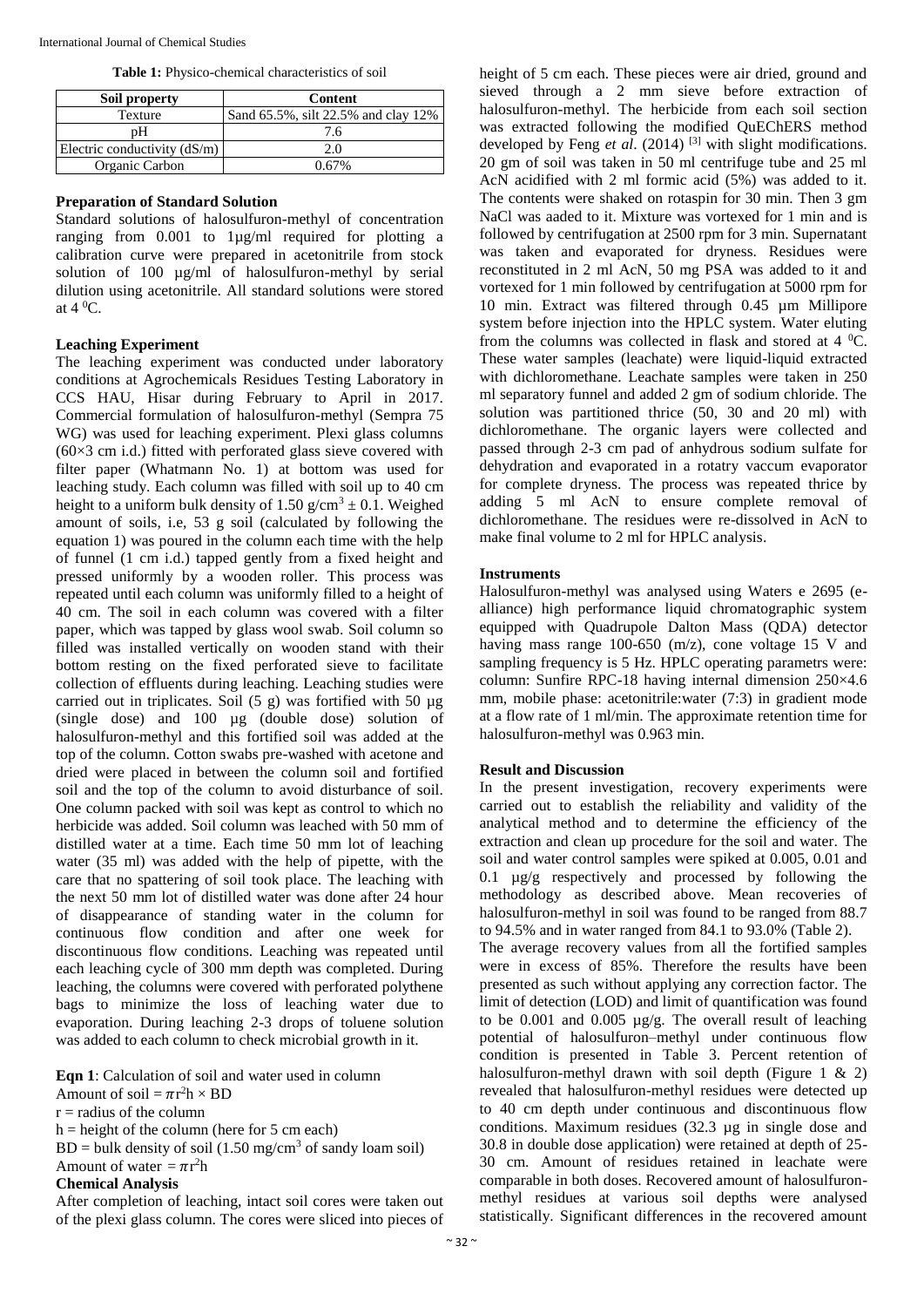**Table 1:** Physico-chemical characteristics of soil

| Soil property | Content |
|---|---|
| Texture | Sand 65.5%, silt 22.5% and clay 12% |
| pH | 7.6 |
| Electric conductivity (dS/m) | 2.0 |
| Organic Carbon | 0.67% |

### Preparation of Standard Solution

Standard solutions of halosulfuron-methyl of concentration ranging from 0.001 to 1µg/ml required for plotting a calibration curve were prepared in acetonitrile from stock solution of 100 µg/ml of halosulfuron-methyl by serial dilution using acetonitrile. All standard solutions were stored at 4 $^0$C.

### Leaching Experiment

The leaching experiment was conducted under laboratory conditions at Agrochemicals Residues Testing Laboratory in CCS HAU, Hisar during February to April in 2017. Commercial formulation of halosulfuron-methyl (Sempra 75 WG) was used for leaching experiment. Plexi glass columns (60×3 cm i.d.) fitted with perforated glass sieve covered with filter paper (Whatmann No. 1) at bottom was used for leaching study. Each column was filled with soil up to 40 cm height to a uniform bulk density of 1.50 g/cm$^3$ ± 0.1. Weighed amount of soils, i.e, 53 g soil (calculated by following the equation 1) was poured in the column each time with the help of funnel (1 cm i.d.) tapped gently from a fixed height and pressed uniformly by a wooden roller. This process was repeated until each column was uniformly filled to a height of 40 cm. The soil in each column was covered with a filter paper, which was tapped by glass wool swab. Soil column so filled was installed vertically on wooden stand with their bottom resting on the fixed perforated sieve to facilitate collection of effluents during leaching. Leaching studies were carried out in triplicates. Soil (5 g) was fortified with 50 µg (single dose) and 100 µg (double dose) solution of halosulfuron-methyl and this fortified soil was added at the top of the column. Cotton swabs pre-washed with acetone and dried were placed in between the column soil and fortified soil and the top of the column to avoid disturbance of soil. One column packed with soil was kept as control to which no herbicide was added. Soil column was leached with 50 mm of distilled water at a time. Each time 50 mm lot of leaching water (35 ml) was added with the help of pipette, with the care that no spattering of soil took place. The leaching with the next 50 mm lot of distilled water was done after 24 hour of disappearance of standing water in the column for continuous flow condition and after one week for discontinuous flow conditions. Leaching was repeated until each leaching cycle of 300 mm depth was completed. During leaching, the columns were covered with perforated polythene bags to minimize the loss of leaching water due to evaporation. During leaching 2-3 drops of toluene solution was added to each column to check microbial growth in it.

**Eqn 1**: Calculation of soil and water used in column

Amount of soil = $\pi r^2 h \times BD$

r = radius of the column

h = height of the column (here for 5 cm each)

BD = bulk density of soil (1.50 mg/cm$^3$ of sandy loam soil)

Amount of water = $\pi r^2 h$

**Chemical Analysis**

After completion of leaching, intact soil cores were taken out of the plexi glass column. The cores were sliced into pieces of height of 5 cm each. These pieces were air dried, ground and sieved through a 2 mm sieve before extraction of halosulfuron-methyl. The herbicide from each soil section was extracted following the modified QuEChERS method developed by Feng *et al*. (2014) [3] with slight modifications. 20 gm of soil was taken in 50 ml centrifuge tube and 25 ml AcN acidified with 2 ml formic acid (5%) was added to it. The contents were shaked on rotaspin for 30 min. Then 3 gm NaCl was aaded to it. Mixture was vortexed for 1 min and is followed by centrifugation at 2500 rpm for 3 min. Supernatant was taken and evaporated for dryness. Residues were reconstituted in 2 ml AcN, 50 mg PSA was added to it and vortexed for 1 min followed by centrifugation at 5000 rpm for 10 min. Extract was filtered through 0.45 µm Millipore system before injection into the HPLC system. Water eluting from the columns was collected in flask and stored at 4 $^0$C. These water samples (leachate) were liquid-liquid extracted with dichloromethane. Leachate samples were taken in 250 ml separatory funnel and added 2 gm of sodium chloride. The solution was partitioned thrice (50, 30 and 20 ml) with dichloromethane. The organic layers were collected and passed through 2-3 cm pad of anhydrous sodium sulfate for dehydration and evaporated in a rotatry vaccum evaporator for complete dryness. The process was repeated thrice by adding 5 ml AcN to ensure complete removal of dichloromethane. The residues were re-dissolved in AcN to make final volume to 2 ml for HPLC analysis.

### Instruments

Halosulfuron-methyl was analysed using Waters e 2695 (e-alliance) high performance liquid chromatographic system equipped with Quadrupole Dalton Mass (QDA) detector having mass range 100-650 (m/z), cone voltage 15 V and sampling frequency is 5 Hz. HPLC operating parametrs were: column: Sunfire RPC-18 having internal dimension 250×4.6 mm, mobile phase: acetonitrile:water (7:3) in gradient mode at a flow rate of 1 ml/min. The approximate retention time for halosulfuron-methyl was 0.963 min.

### Result and Discussion

In the present investigation, recovery experiments were carried out to establish the reliability and validity of the analytical method and to determine the efficiency of the extraction and clean up procedure for the soil and water. The soil and water control samples were spiked at 0.005, 0.01 and 0.1 µg/g respectively and processed by following the methodology as described above. Mean recoveries of halosulfuron-methyl in soil was found to be ranged from 88.7 to 94.5% and in water ranged from 84.1 to 93.0% (Table 2).

The average recovery values from all the fortified samples were in excess of 85%. Therefore the results have been presented as such without applying any correction factor. The limit of detection (LOD) and limit of quantification was found to be 0.001 and 0.005 µg/g. The overall result of leaching potential of halosulfuron–methyl under continuous flow condition is presented in Table 3. Percent retention of halosulfuron-methyl drawn with soil depth (Figure 1 & 2) revealed that halosulfuron-methyl residues were detected up to 40 cm depth under continuous and discontinuous flow conditions. Maximum residues (32.3 µg in single dose and 30.8 in double dose application) were retained at depth of 25-30 cm. Amount of residues retained in leachate were comparable in both doses. Recovered amount of halosulfuron-methyl residues at various soil depths were analysed statistically. Significant differences in the recovered amount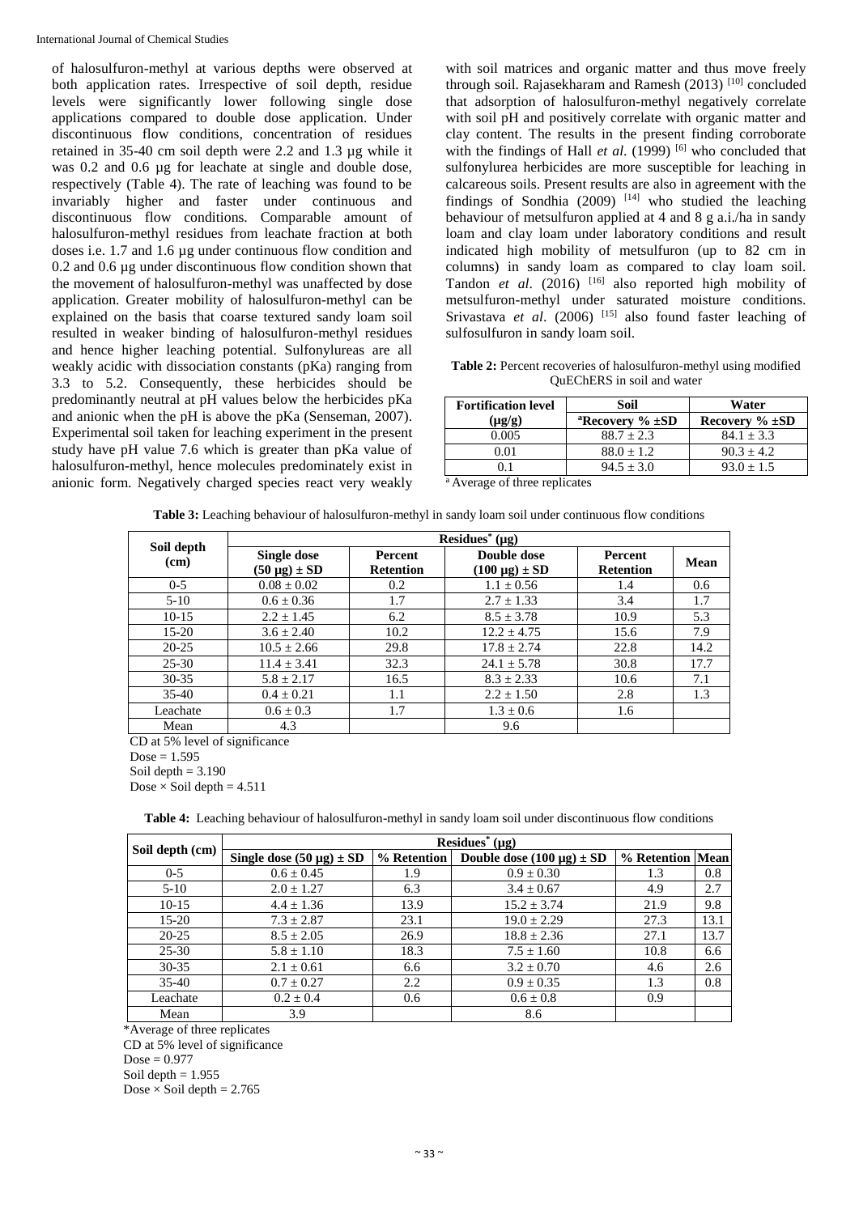of halosulfuron-methyl at various depths were observed at both application rates. Irrespective of soil depth, residue levels were significantly lower following single dose applications compared to double dose application. Under discontinuous flow conditions, concentration of residues retained in 35-40 cm soil depth were 2.2 and 1.3 µg while it was 0.2 and 0.6 µg for leachate at single and double dose, respectively (Table 4). The rate of leaching was found to be invariably higher and faster under continuous and discontinuous flow conditions. Comparable amount of halosulfuron-methyl residues from leachate fraction at both doses i.e. 1.7 and 1.6 µg under continuous flow condition and 0.2 and 0.6 µg under discontinuous flow condition shown that the movement of halosulfuron-methyl was unaffected by dose application. Greater mobility of halosulfuron-methyl can be explained on the basis that coarse textured sandy loam soil resulted in weaker binding of halosulfuron-methyl residues and hence higher leaching potential. Sulfonylureas are all weakly acidic with dissociation constants (pKa) ranging from 3.3 to 5.2. Consequently, these herbicides should be predominantly neutral at pH values below the herbicides pKa and anionic when the pH is above the pKa (Senseman, 2007). Experimental soil taken for leaching experiment in the present study have pH value 7.6 which is greater than pKa value of halosulfuron-methyl, hence molecules predominately exist in anionic form. Negatively charged species react very weakly with soil matrices and organic matter and thus move freely through soil. Rajasekharam and Ramesh (2013) [10] concluded that adsorption of halosulfuron-methyl negatively correlate with soil pH and positively correlate with organic matter and clay content. The results in the present finding corroborate with the findings of Hall *et al.* (1999) [6] who concluded that sulfonylurea herbicides are more susceptible for leaching in calcareous soils. Present results are also in agreement with the findings of Sondhia (2009) [14] who studied the leaching behaviour of metsulfuron applied at 4 and 8 g a.i./ha in sandy loam and clay loam under laboratory conditions and result indicated high mobility of metsulfuron (up to 82 cm in columns) in sandy loam as compared to clay loam soil. Tandon *et al*. (2016) [16] also reported high mobility of metsulfuron-methyl under saturated moisture conditions. Srivastava *et al*. (2006) [15] also found faster leaching of sulfosulfuron in sandy loam soil.

**Table 2:** Percent recoveries of halosulfuron-methyl using modified QuEChERS in soil and water

| Fortification level (µg/g) | Soil | Water |
|---|---|---|
| | [a]Recovery % ±SD | Recovery % ±SD |
| 0.005 | 88.7 ± 2.3 | 84.1 ± 3.3 |
| 0.01 | 88.0 ± 1.2 | 90.3 ± 4.2 |
| 0.1 | 94.5 ± 3.0 | 93.0 ± 1.5 |

[a] Average of three replicates

**Table 3:** Leaching behaviour of halosulfuron-methyl in sandy loam soil under continuous flow conditions

| Soil depth (cm) | Residues* (µg) | | | | |
|---|---|---|---|---|---|
| | Single dose (50 µg) ± SD | Percent Retention | Double dose (100 µg) ± SD | Percent Retention | Mean |
| 0-5 | 0.08 ± 0.02 | 0.2 | 1.1 ± 0.56 | 1.4 | 0.6 |
| 5-10 | 0.6 ± 0.36 | 1.7 | 2.7 ± 1.33 | 3.4 | 1.7 |
| 10-15 | 2.2 ± 1.45 | 6.2 | 8.5 ± 3.78 | 10.9 | 5.3 |
| 15-20 | 3.6 ± 2.40 | 10.2 | 12.2 ± 4.75 | 15.6 | 7.9 |
| 20-25 | 10.5 ± 2.66 | 29.8 | 17.8 ± 2.74 | 22.8 | 14.2 |
| 25-30 | 11.4 ± 3.41 | 32.3 | 24.1 ± 5.78 | 30.8 | 17.7 |
| 30-35 | 5.8 ± 2.17 | 16.5 | 8.3 ± 2.33 | 10.6 | 7.1 |
| 35-40 | 0.4 ± 0.21 | 1.1 | 2.2 ± 1.50 | 2.8 | 1.3 |
| Leachate | 0.6 ± 0.3 | 1.7 | 1.3 ± 0.6 | 1.6 | |
| Mean | 4.3 | | 9.6 | | |

CD at 5% level of significance
Dose = 1.595
Soil depth = 3.190
Dose × Soil depth = 4.511

**Table 4:** Leaching behaviour of halosulfuron-methyl in sandy loam soil under discontinuous flow conditions

| Soil depth (cm) | Residues* (µg) | | | | |
|---|---|---|---|---|---|
| | Single dose (50 µg) ± SD | % Retention | Double dose (100 µg) ± SD | % Retention | Mean |
| 0-5 | 0.6 ± 0.45 | 1.9 | 0.9 ± 0.30 | 1.3 | 0.8 |
| 5-10 | 2.0 ± 1.27 | 6.3 | 3.4 ± 0.67 | 4.9 | 2.7 |
| 10-15 | 4.4 ± 1.36 | 13.9 | 15.2 ± 3.74 | 21.9 | 9.8 |
| 15-20 | 7.3 ± 2.87 | 23.1 | 19.0 ± 2.29 | 27.3 | 13.1 |
| 20-25 | 8.5 ± 2.05 | 26.9 | 18.8 ± 2.36 | 27.1 | 13.7 |
| 25-30 | 5.8 ± 1.10 | 18.3 | 7.5 ± 1.60 | 10.8 | 6.6 |
| 30-35 | 2.1 ± 0.61 | 6.6 | 3.2 ± 0.70 | 4.6 | 2.6 |
| 35-40 | 0.7 ± 0.27 | 2.2 | 0.9 ± 0.35 | 1.3 | 0.8 |
| Leachate | 0.2 ± 0.4 | 0.6 | 0.6 ± 0.8 | 0.9 | |
| Mean | 3.9 | | 8.6 | | |

*Average of three replicates
CD at 5% level of significance
Dose = 0.977
Soil depth = 1.955
Dose × Soil depth = 2.765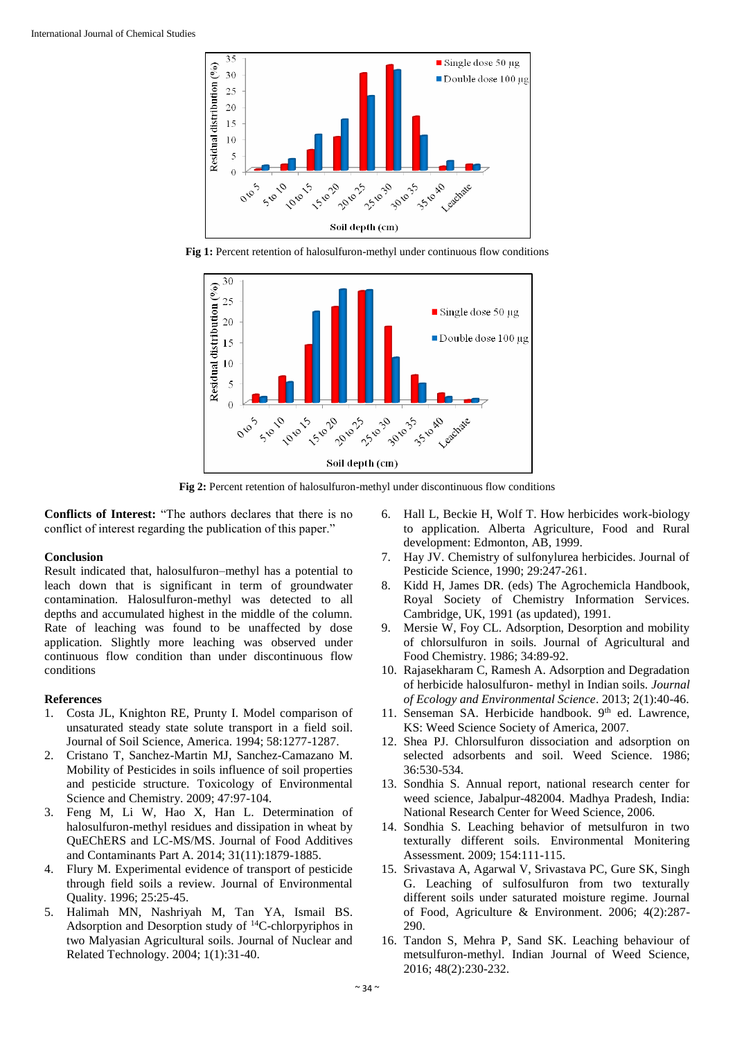Residual distribution (%)

35
30
25
20
15
10
5
0

Single dose 50 µg
Double dose 100 µg

0 to 5
5 to 10
10 to 15
15 to 20
20 to 25
25 to 30
30 to 35
35 to 40
Leachate

Soil depth (cm)

**Fig 1:** Percent retention of halosulfuron-methyl under continuous flow conditions

Residual distribution (%)

30
25
20
15
10
5
0

Single dose 50 µg
Double dose 100 µg

0 to 5
5 to 10
10 to 15
15 to 20
20 to 25
25 to 30
30 to 35
35 to 40
Leachate

Soil depth (cm)

**Fig 2:** Percent retention of halosulfuron-methyl under discontinuous flow conditions

**Conflicts of Interest:** "The authors declares that there is no conflict of interest regarding the publication of this paper."

## Conclusion

Result indicated that, halosulfuron–methyl has a potential to leach down that is significant in term of groundwater contamination. Halosulfuron-methyl was detected to all depths and accumulated highest in the middle of the column. Rate of leaching was found to be unaffected by dose application. Slightly more leaching was observed under continuous flow condition than under discontinuous flow conditions

## References

1. Costa JL, Knighton RE, Prunty I. Model comparison of unsaturated steady state solute transport in a field soil. Journal of Soil Science, America. 1994; 58:1277-1287.
2. Cristano T, Sanchez-Martin MJ, Sanchez-Camazano M. Mobility of Pesticides in soils influence of soil properties and pesticide structure. Toxicology of Environmental Science and Chemistry. 2009; 47:97-104.
3. Feng M, Li W, Hao X, Han L. Determination of halosulfuron-methyl residues and dissipation in wheat by QuEChERS and LC-MS/MS. Journal of Food Additives and Contaminants Part A. 2014; 31(11):1879-1885.
4. Flury M. Experimental evidence of transport of pesticide through field soils a review. Journal of Environmental Quality. 1996; 25:25-45.
5. Halimah MN, Nashriyah M, Tan YA, Ismail BS. Adsorption and Desorption study of $^{14}$C-chlorpyriphos in two Malyasian Agricultural soils. Journal of Nuclear and Related Technology. 2004; 1(1):31-40.
6. Hall L, Beckie H, Wolf T. How herbicides work-biology to application. Alberta Agriculture, Food and Rural development: Edmonton, AB, 1999.
7. Hay JV. Chemistry of sulfonylurea herbicides. Journal of Pesticide Science, 1990; 29:247-261.
8. Kidd H, James DR. (eds) The Agrochemicla Handbook, Royal Society of Chemistry Information Services. Cambridge, UK, 1991 (as updated), 1991.
9. Mersie W, Foy CL. Adsorption, Desorption and mobility of chlorsulfuron in soils. Journal of Agricultural and Food Chemistry. 1986; 34:89-92.
10. Rajasekharam C, Ramesh A. Adsorption and Degradation of herbicide halosulfuron- methyl in Indian soils. *Journal of Ecology and Environmental Science*. 2013; 2(1):40-46.
11. Senseman SA. Herbicide handbook. 9th ed. Lawrence, KS: Weed Science Society of America, 2007.
12. Shea PJ. Chlorsulfuron dissociation and adsorption on selected adsorbents and soil. Weed Science. 1986; 36:530-534.
13. Sondhia S. Annual report, national research center for weed science, Jabalpur-482004. Madhya Pradesh, India: National Research Center for Weed Science, 2006.
14. Sondhia S. Leaching behavior of metsulfuron in two texturally different soils. Environmental Monitering Assessment. 2009; 154:111-115.
15. Srivastava A, Agarwal V, Srivastava PC, Gure SK, Singh G. Leaching of sulfosulfuron from two texturally different soils under saturated moisture regime. Journal of Food, Agriculture & Environment. 2006; 4(2):287-290.
16. Tandon S, Mehra P, Sand SK. Leaching behaviour of metsulfuron-methyl. Indian Journal of Weed Science, 2016; 48(2):230-232.